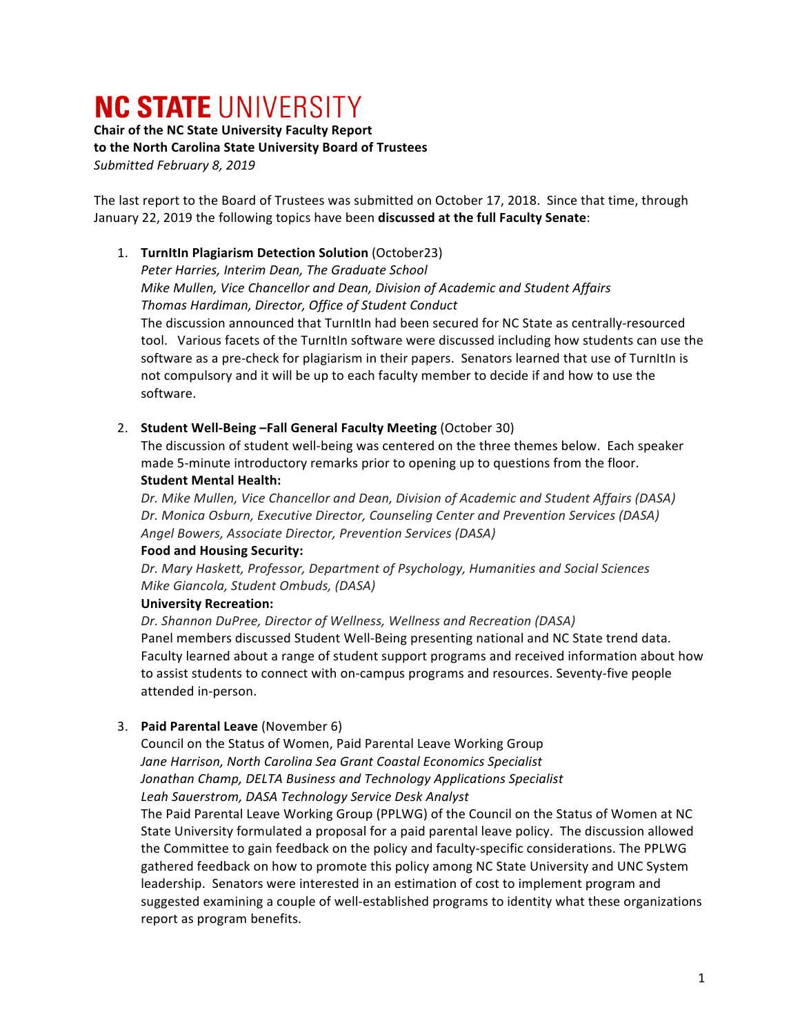# NC STATE UNIVERSITY

**Chair of the NC State University Faculty Report**
**to the North Carolina State University Board of Trustees**
*Submitted February 8, 2019*

The last report to the Board of Trustees was submitted on October 17, 2018. Since that time, through January 22, 2019 the following topics have been **discussed at the full Faculty Senate**:

1. **TurnItIn Plagiarism Detection Solution** (October23)
   *Peter Harries, Interim Dean, The Graduate School*
   *Mike Mullen, Vice Chancellor and Dean, Division of Academic and Student Affairs*
   *Thomas Hardiman, Director, Office of Student Conduct*
   The discussion announced that TurnItIn had been secured for NC State as centrally-resourced tool. Various facets of the TurnItIn software were discussed including how students can use the software as a pre-check for plagiarism in their papers. Senators learned that use of TurnItIn is not compulsory and it will be up to each faculty member to decide if and how to use the software.

2. **Student Well-Being –Fall General Faculty Meeting** (October 30)
   The discussion of student well-being was centered on the three themes below. Each speaker made 5-minute introductory remarks prior to opening up to questions from the floor.
   **Student Mental Health:**
   *Dr. Mike Mullen, Vice Chancellor and Dean, Division of Academic and Student Affairs (DASA)*
   *Dr. Monica Osburn, Executive Director, Counseling Center and Prevention Services (DASA)*
   *Angel Bowers, Associate Director, Prevention Services (DASA)*
   **Food and Housing Security:**
   *Dr. Mary Haskett, Professor, Department of Psychology, Humanities and Social Sciences*
   *Mike Giancola, Student Ombuds, (DASA)*
   **University Recreation:**
   *Dr. Shannon DuPree, Director of Wellness, Wellness and Recreation (DASA)*
   Panel members discussed Student Well-Being presenting national and NC State trend data. Faculty learned about a range of student support programs and received information about how to assist students to connect with on-campus programs and resources. Seventy-five people attended in-person.

3. **Paid Parental Leave** (November 6)
   Council on the Status of Women, Paid Parental Leave Working Group
   *Jane Harrison, North Carolina Sea Grant Coastal Economics Specialist*
   *Jonathan Champ, DELTA Business and Technology Applications Specialist*
   *Leah Sauerstrom, DASA Technology Service Desk Analyst*
   The Paid Parental Leave Working Group (PPLWG) of the Council on the Status of Women at NC State University formulated a proposal for a paid parental leave policy. The discussion allowed the Committee to gain feedback on the policy and faculty-specific considerations. The PPLWG gathered feedback on how to promote this policy among NC State University and UNC System leadership. Senators were interested in an estimation of cost to implement program and suggested examining a couple of well-established programs to identity what these organizations report as program benefits.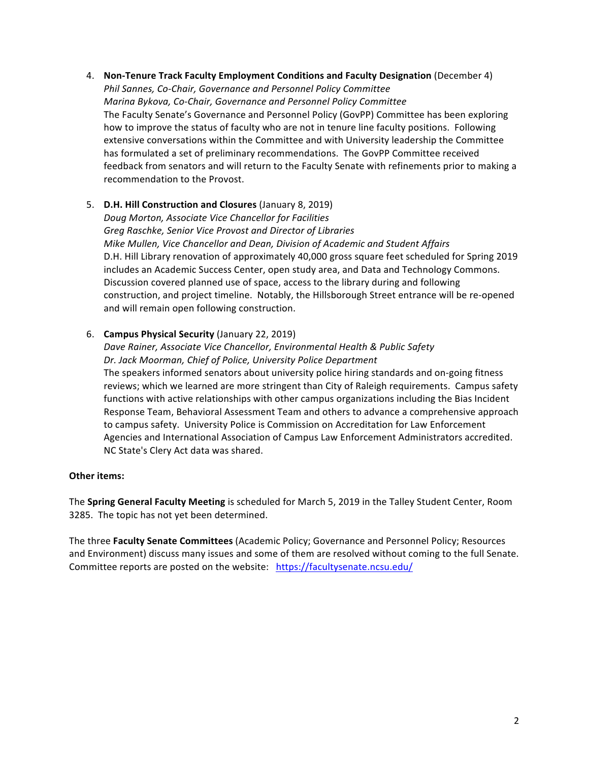4. **Non-Tenure Track Faculty Employment Conditions and Faculty Designation** (December 4)
   *Phil Sannes, Co-Chair, Governance and Personnel Policy Committee*
   *Marina Bykova, Co-Chair, Governance and Personnel Policy Committee*
   The Faculty Senate's Governance and Personnel Policy (GovPP) Committee has been exploring how to improve the status of faculty who are not in tenure line faculty positions. Following extensive conversations within the Committee and with University leadership the Committee has formulated a set of preliminary recommendations. The GovPP Committee received feedback from senators and will return to the Faculty Senate with refinements prior to making a recommendation to the Provost.

5. **D.H. Hill Construction and Closures** (January 8, 2019)
   *Doug Morton, Associate Vice Chancellor for Facilities*
   *Greg Raschke, Senior Vice Provost and Director of Libraries*
   *Mike Mullen, Vice Chancellor and Dean, Division of Academic and Student Affairs*
   D.H. Hill Library renovation of approximately 40,000 gross square feet scheduled for Spring 2019 includes an Academic Success Center, open study area, and Data and Technology Commons. Discussion covered planned use of space, access to the library during and following construction, and project timeline. Notably, the Hillsborough Street entrance will be re-opened and will remain open following construction.

6. **Campus Physical Security** (January 22, 2019)
   *Dave Rainer, Associate Vice Chancellor, Environmental Health & Public Safety*
   *Dr. Jack Moorman, Chief of Police, University Police Department*
   The speakers informed senators about university police hiring standards and on-going fitness reviews; which we learned are more stringent than City of Raleigh requirements. Campus safety functions with active relationships with other campus organizations including the Bias Incident Response Team, Behavioral Assessment Team and others to advance a comprehensive approach to campus safety. University Police is Commission on Accreditation for Law Enforcement Agencies and International Association of Campus Law Enforcement Administrators accredited. NC State's Clery Act data was shared.

**Other items:**

The **Spring General Faculty Meeting** is scheduled for March 5, 2019 in the Talley Student Center, Room 3285. The topic has not yet been determined.

The three **Faculty Senate Committees** (Academic Policy; Governance and Personnel Policy; Resources and Environment) discuss many issues and some of them are resolved without coming to the full Senate. Committee reports are posted on the website: https://facultysenate.ncsu.edu/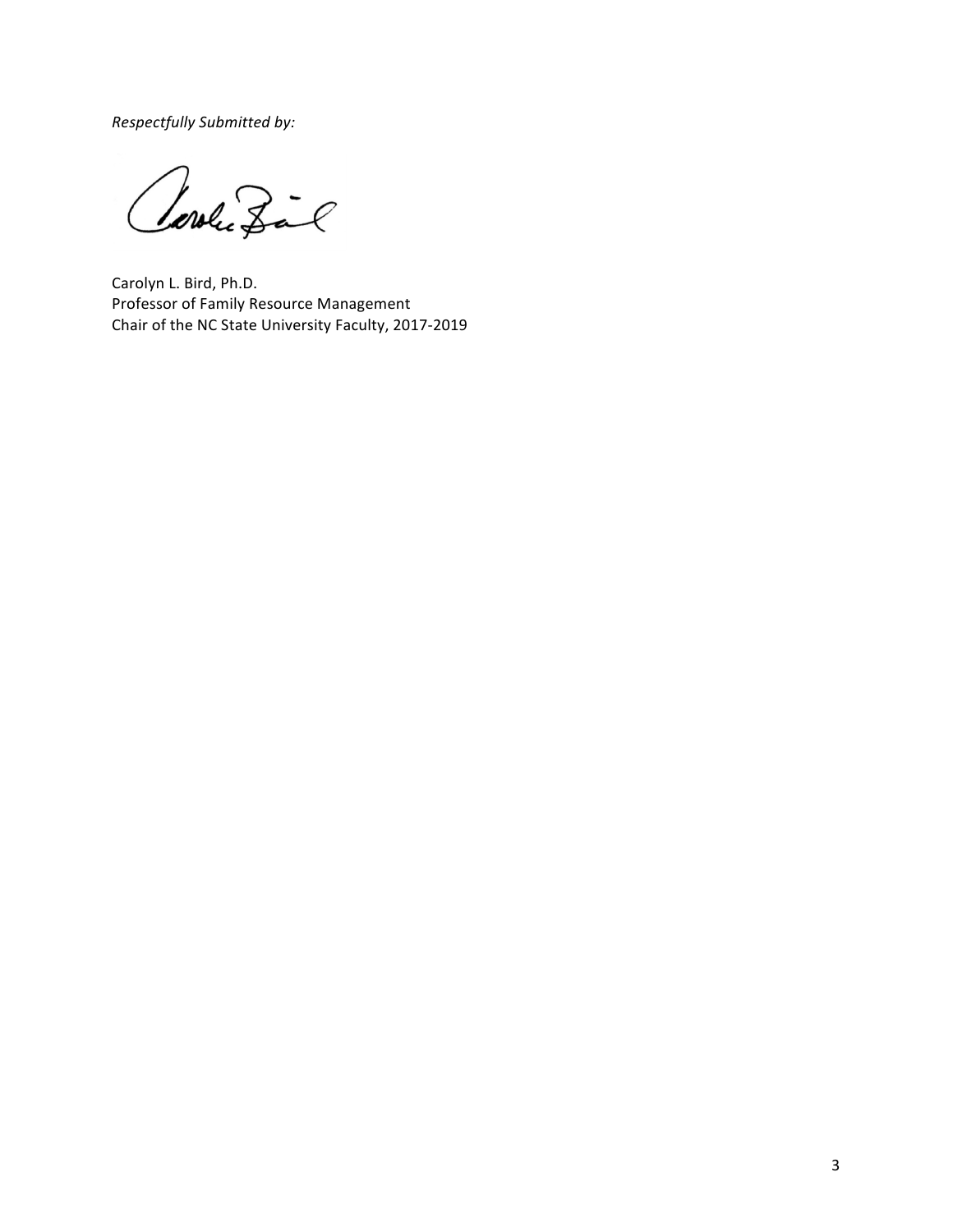*Respectfully Submitted by:*

Carolyn L. Bird, Ph.D.
Professor of Family Resource Management
Chair of the NC State University Faculty, 2017-2019